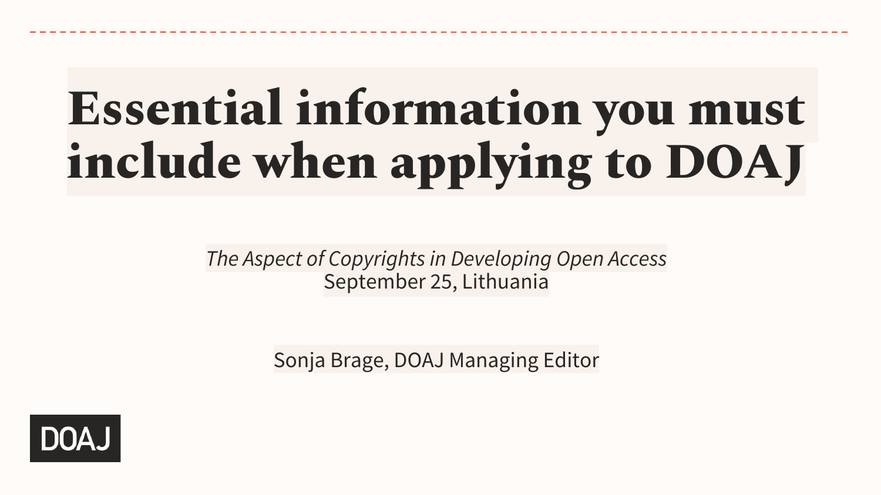# Essential information you must include when applying to DOAJ

*The Aspect of Copyrights in Developing Open Access*

September 25, Lithuania

Sonja Brage, DOAJ Managing Editor

DOAJ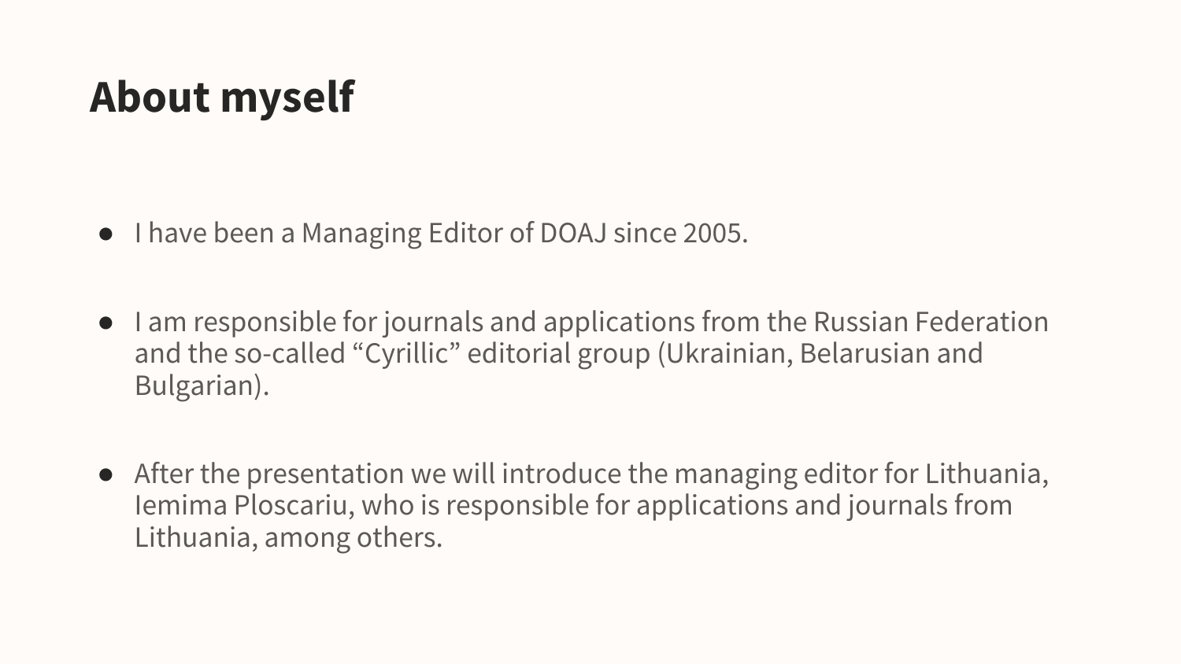# About myself

- I have been a Managing Editor of DOAJ since 2005.
- I am responsible for journals and applications from the Russian Federation and the so-called “Cyrillic” editorial group (Ukrainian, Belarusian and Bulgarian).
- After the presentation we will introduce the managing editor for Lithuania, Iemima Ploscariu, who is responsible for applications and journals from Lithuania, among others.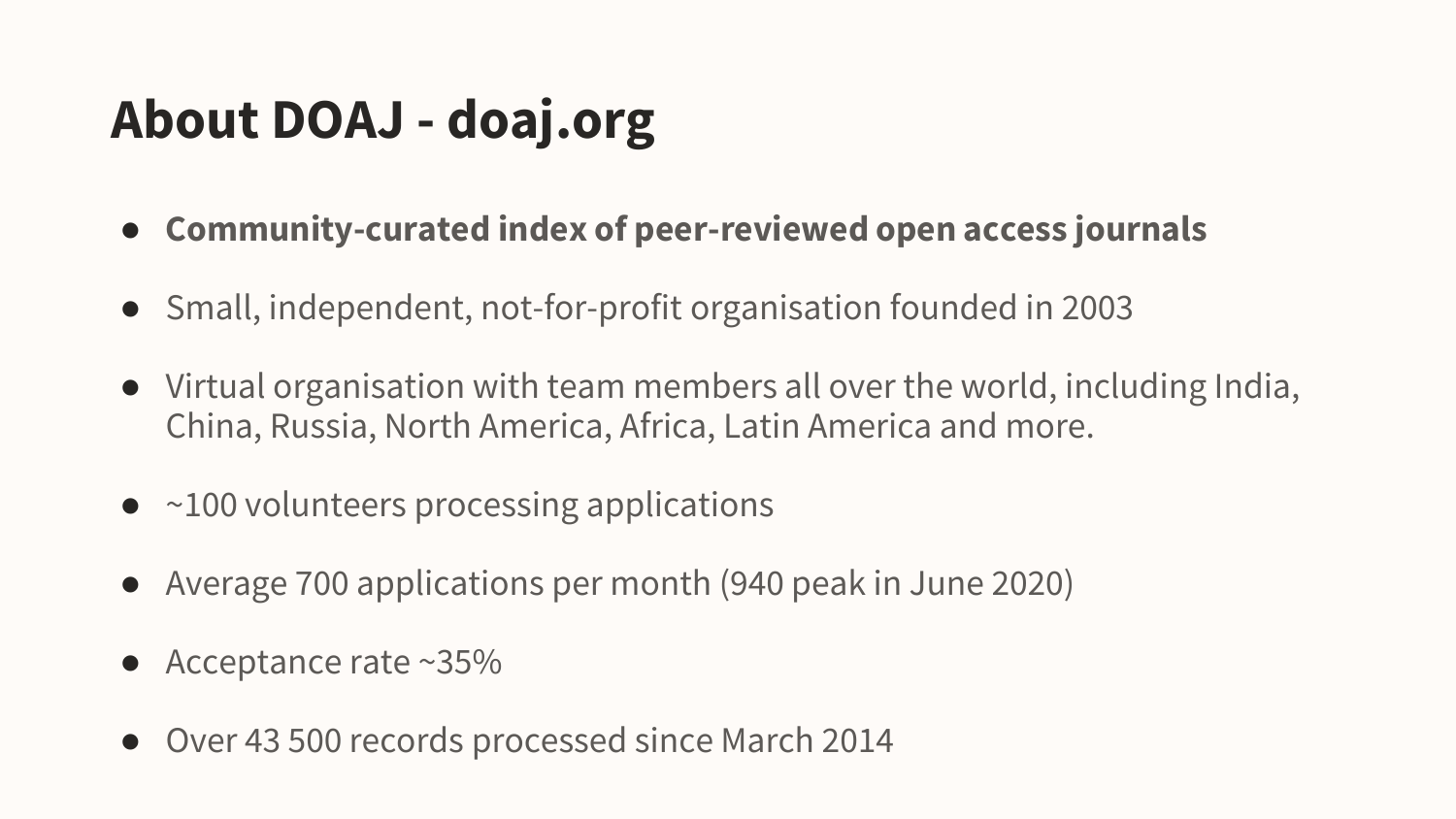# About DOAJ - doaj.org

- **Community-curated index of peer-reviewed open access journals**
- Small, independent, not-for-profit organisation founded in 2003
- Virtual organisation with team members all over the world, including India, China, Russia, North America, Africa, Latin America and more.
- ~100 volunteers processing applications
- Average 700 applications per month (940 peak in June 2020)
- Acceptance rate ~35%
- Over 43 500 records processed since March 2014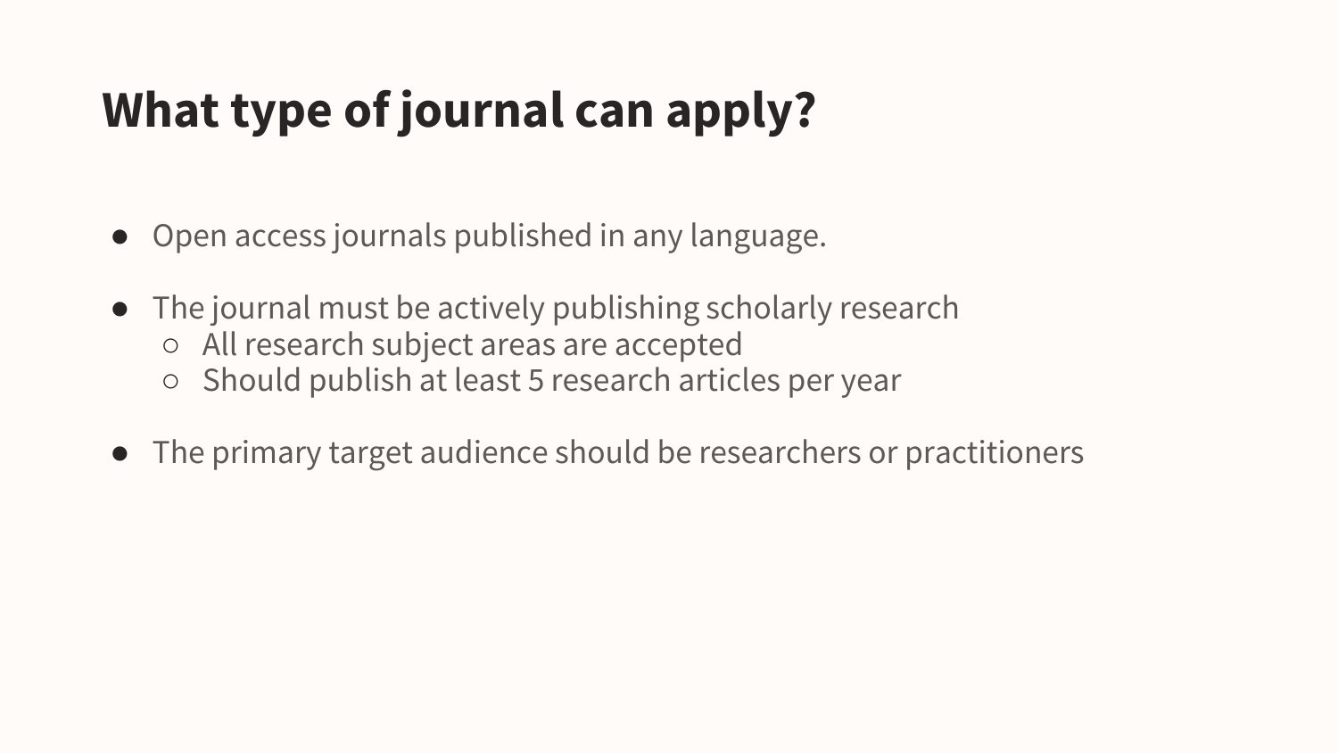# What type of journal can apply?

- Open access journals published in any language.
- The journal must be actively publishing scholarly research
  - All research subject areas are accepted
  - Should publish at least 5 research articles per year
- The primary target audience should be researchers or practitioners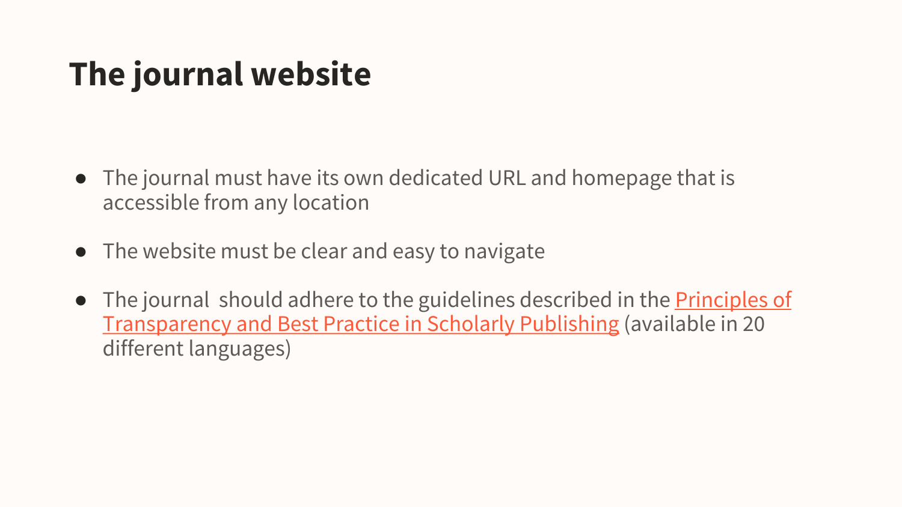# The journal website

- The journal must have its own dedicated URL and homepage that is accessible from any location
- The website must be clear and easy to navigate
- The journal  should adhere to the guidelines described in the Principles of Transparency and Best Practice in Scholarly Publishing (available in 20 different languages)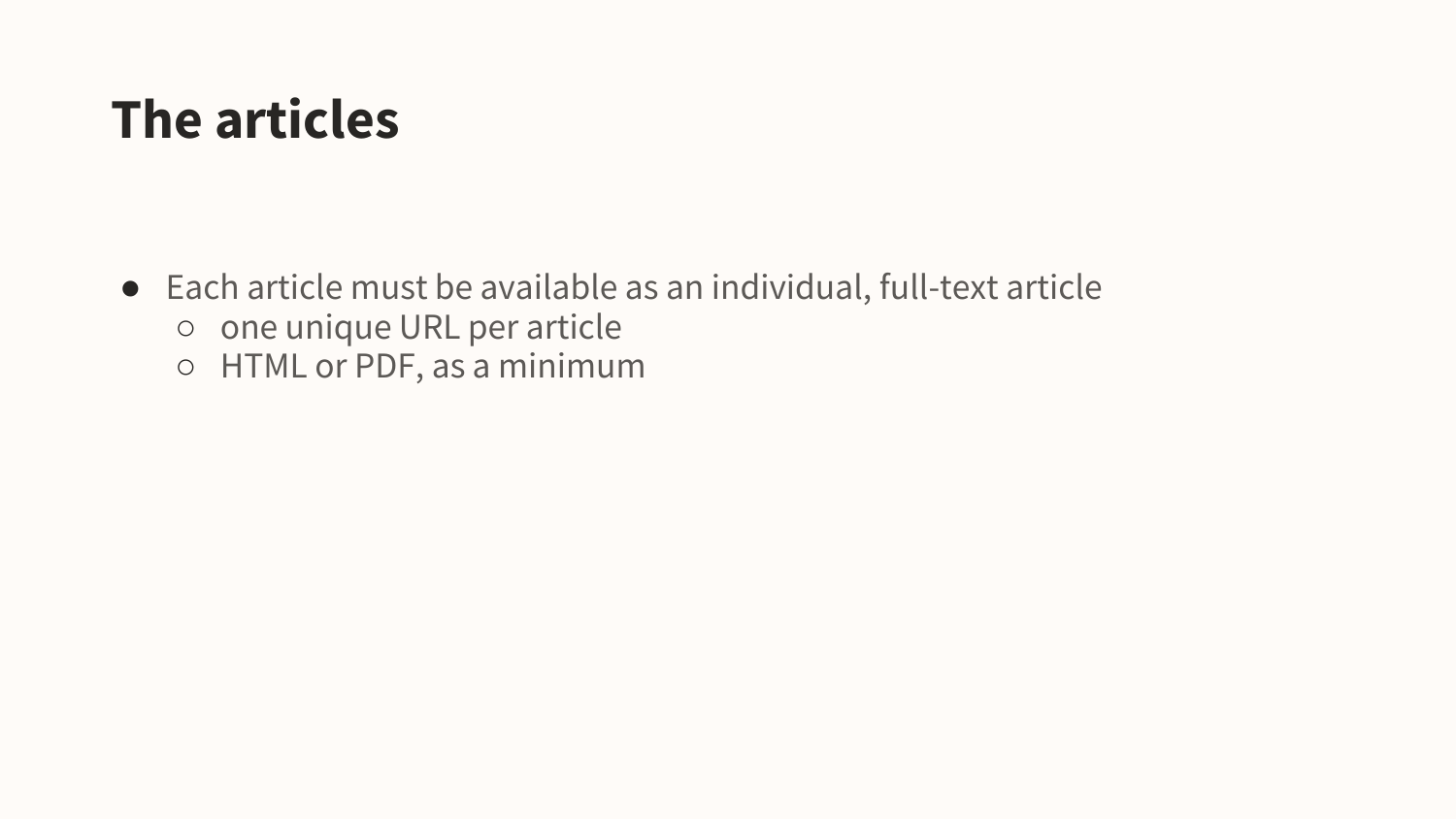# The articles

- Each article must be available as an individual, full-text article
    - one unique URL per article
    - HTML or PDF, as a minimum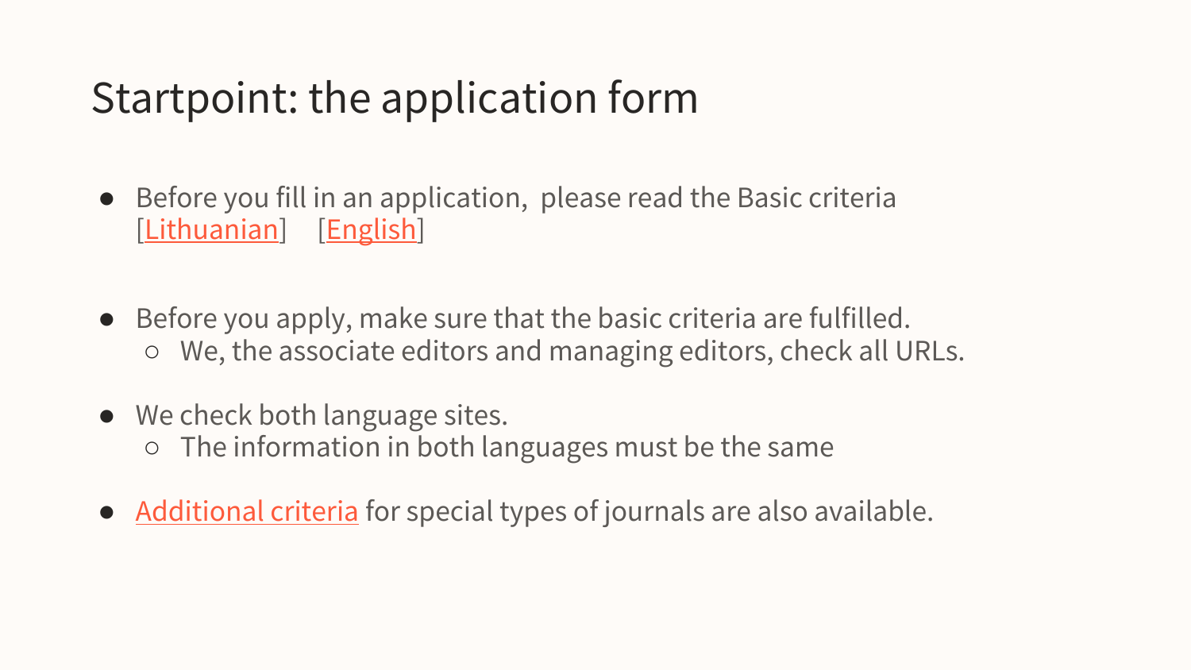# Startpoint: the application form

- Before you fill in an application, please read the Basic criteria [Lithuanian] [English]

- Before you apply, make sure that the basic criteria are fulfilled.
  - We, the associate editors and managing editors, check all URLs.

- We check both language sites.
  - The information in both languages must be the same

- Additional criteria for special types of journals are also available.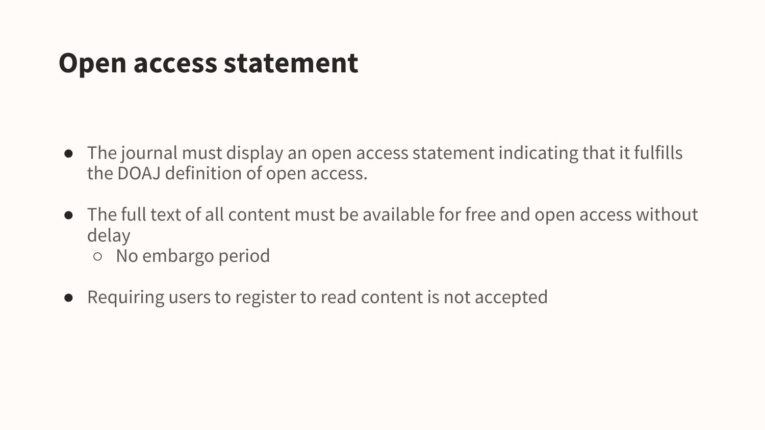# Open access statement

- The journal must display an open access statement indicating that it fulfills the DOAJ definition of open access.

- The full text of all content must be available for free and open access without delay
  - No embargo period

- Requiring users to register to read content is not accepted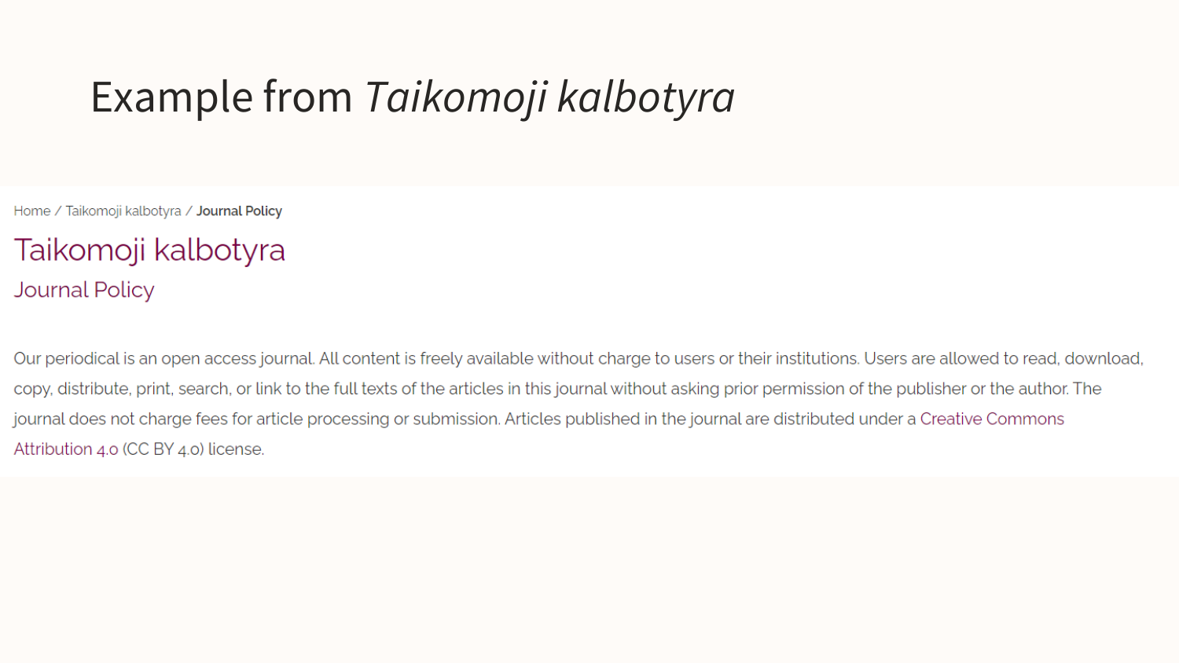# Example from *Taikomoji kalbotyra*

Home / Taikomoji kalbotyra / **Journal Policy**

## Taikomoji kalbotyra

### Journal Policy

Our periodical is an open access journal. All content is freely available without charge to users or their institutions. Users are allowed to read, download, copy, distribute, print, search, or link to the full texts of the articles in this journal without asking prior permission of the publisher or the author. The journal does not charge fees for article processing or submission. Articles published in the journal are distributed under a Creative Commons Attribution 4.0 (CC BY 4.0) license.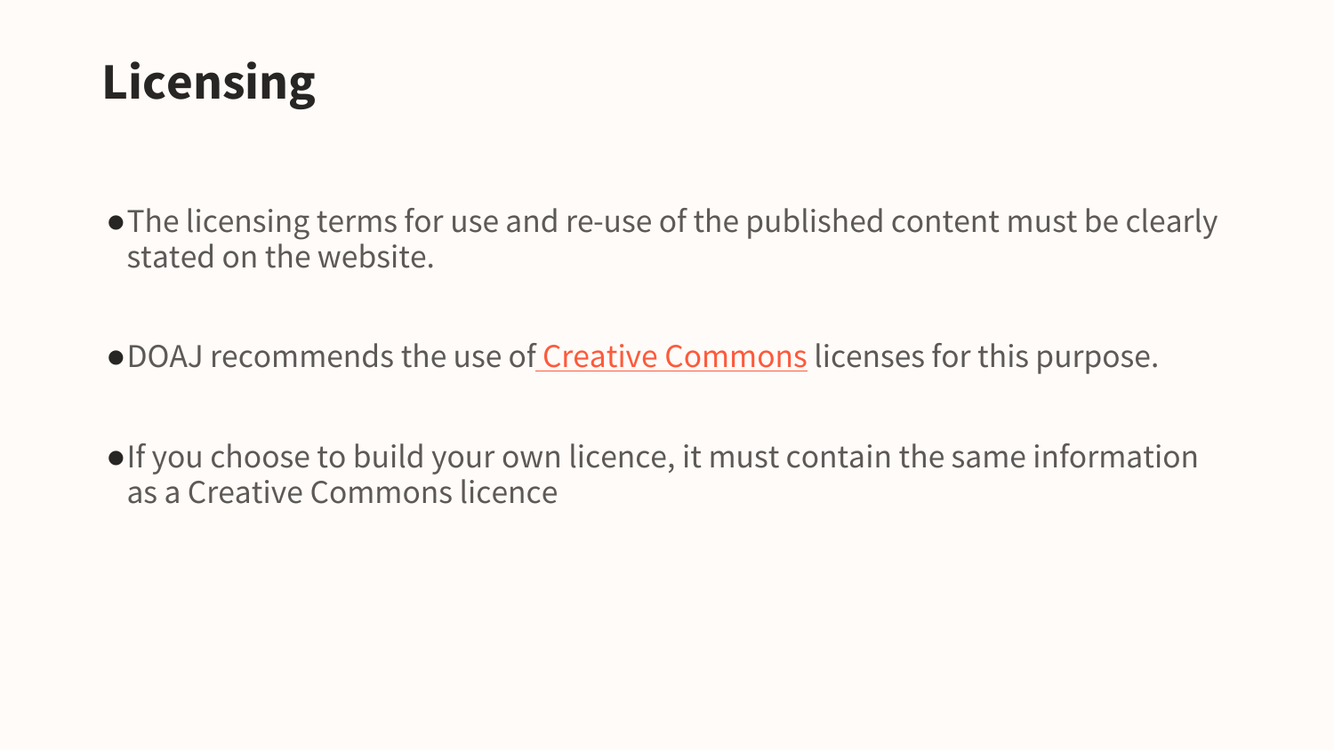# Licensing

- The licensing terms for use and re-use of the published content must be clearly stated on the website.
- DOAJ recommends the use of Creative Commons licenses for this purpose.
- If you choose to build your own licence, it must contain the same information as a Creative Commons licence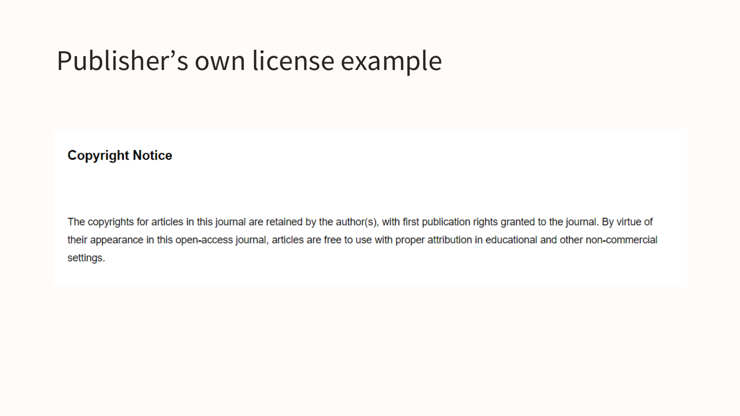# Publisher's own license example

### Copyright Notice

The copyrights for articles in this journal are retained by the author(s), with first publication rights granted to the journal. By virtue of their appearance in this open-access journal, articles are free to use with proper attribution in educational and other non-commercial settings.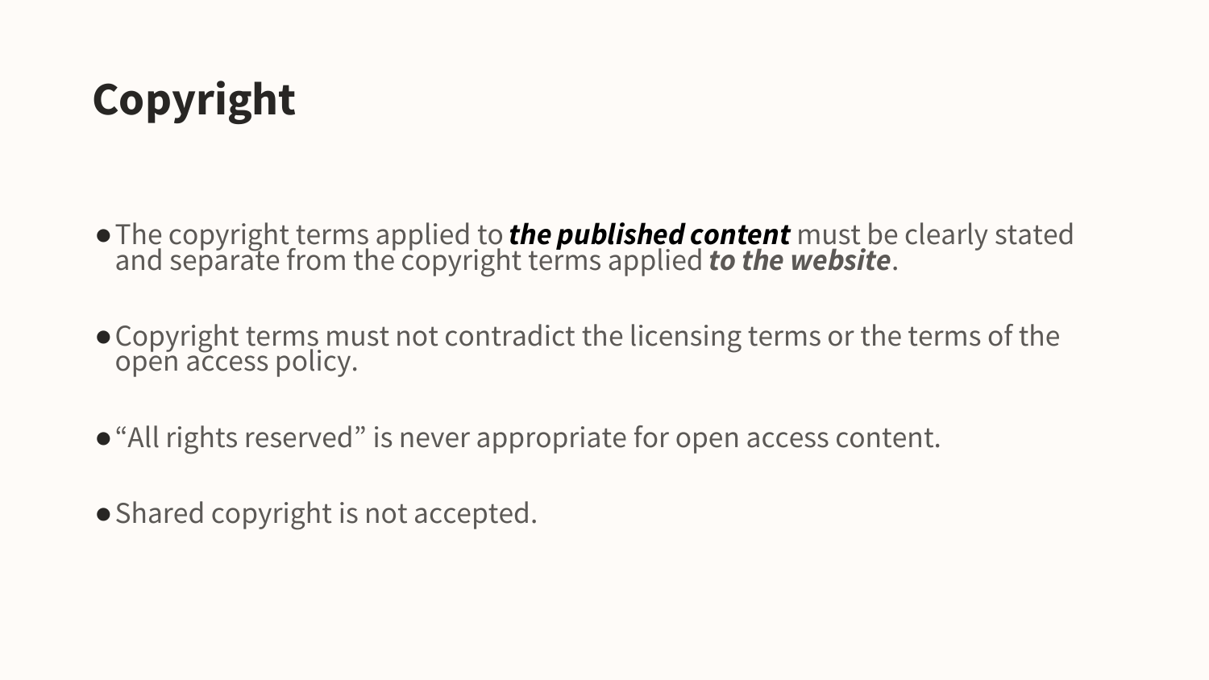# Copyright

- The copyright terms applied to ***the published content*** must be clearly stated and separate from the copyright terms applied ***to the website***.
- Copyright terms must not contradict the licensing terms or the terms of the open access policy.
- "All rights reserved" is never appropriate for open access content.
- Shared copyright is not accepted.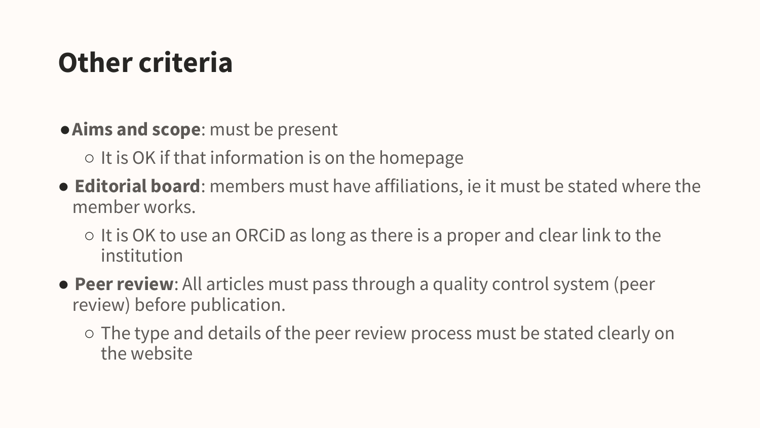# Other criteria

- **Aims and scope**: must be present
  - It is OK if that information is on the homepage
- **Editorial board**: members must have affiliations, ie it must be stated where the member works.
  - It is OK to use an ORCiD as long as there is a proper and clear link to the institution
- **Peer review**: All articles must pass through a quality control system (peer review) before publication.
  - The type and details of the peer review process must be stated clearly on the website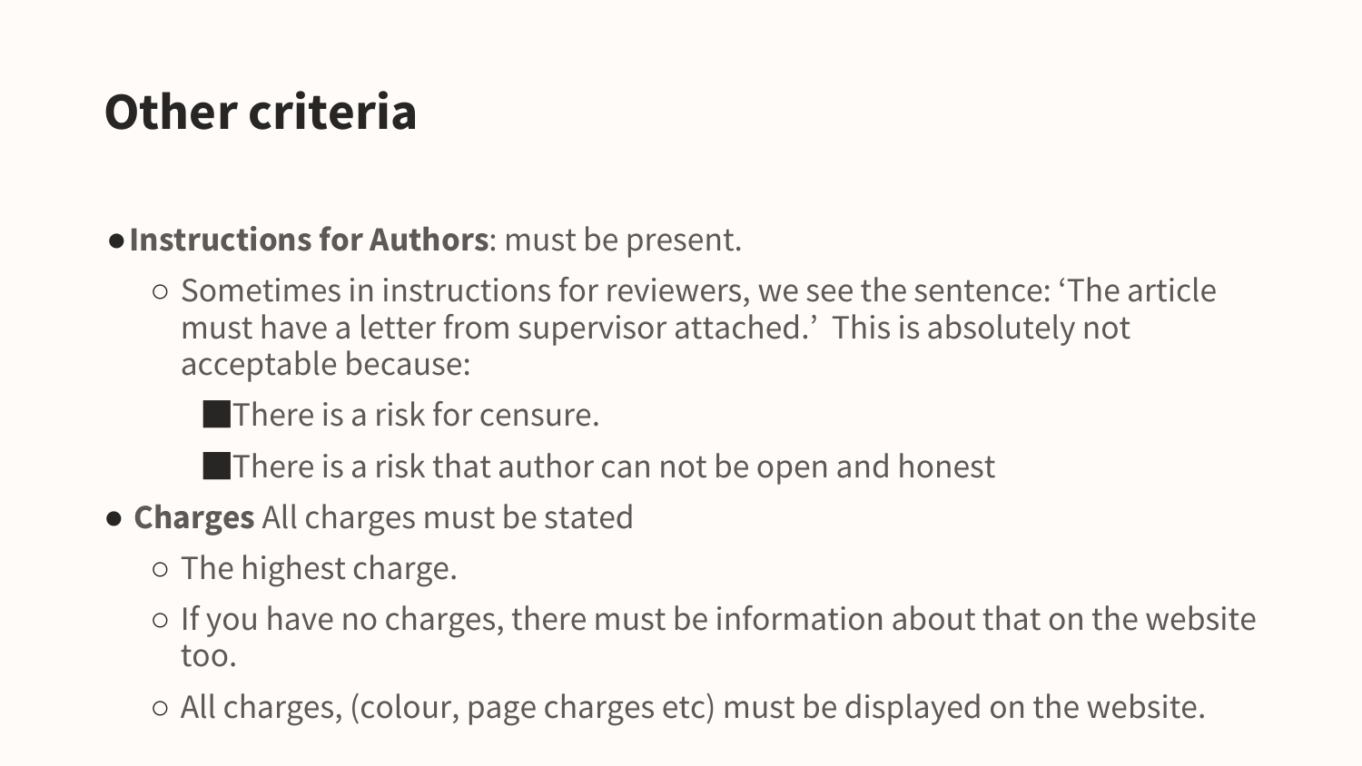# Other criteria

- **Instructions for Authors**: must be present.
  - Sometimes in instructions for reviewers, we see the sentence: ‘The article must have a letter from supervisor attached.’  This is absolutely not acceptable because:
    - There is a risk for censure.
    - There is a risk that author can not be open and honest
- **Charges** All charges must be stated
  - The highest charge.
  - If you have no charges, there must be information about that on the website too.
  - All charges, (colour, page charges etc) must be displayed on the website.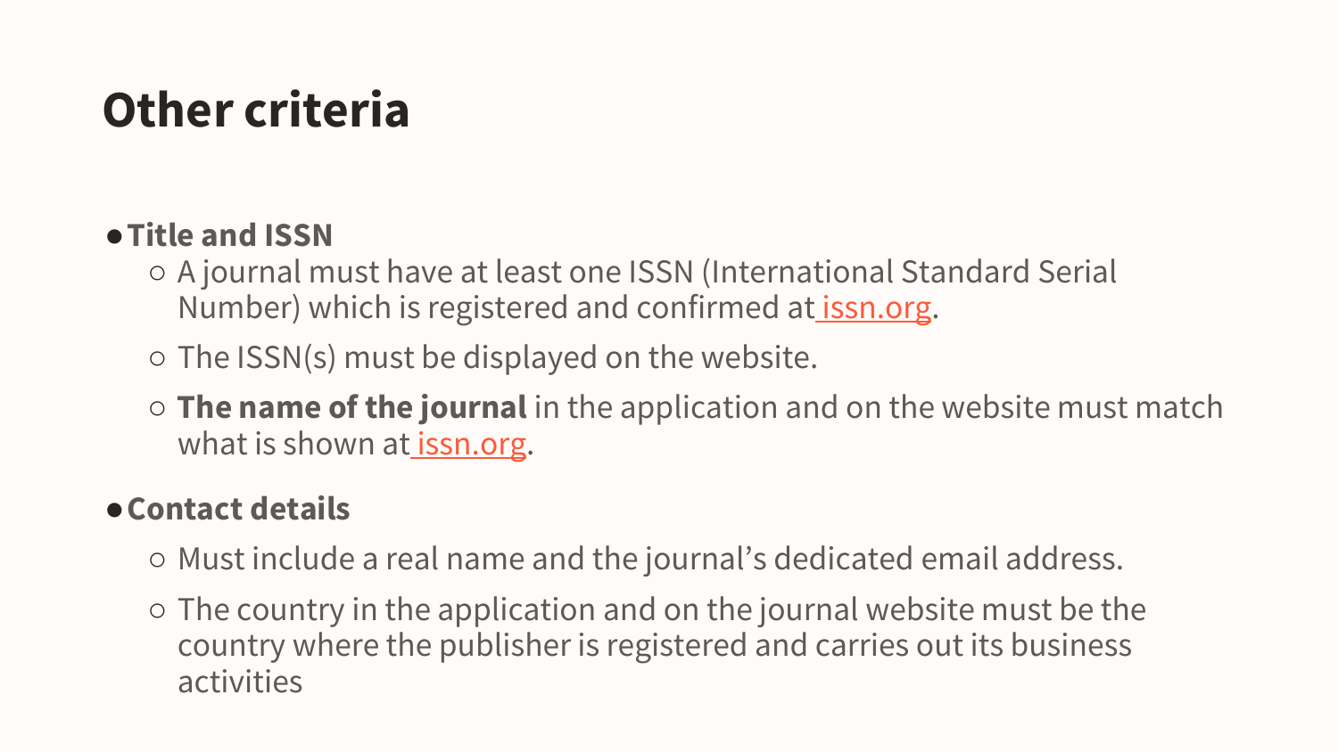# Other criteria

- **Title and ISSN**
  - A journal must have at least one ISSN (International Standard Serial Number) which is registered and confirmed at issn.org.
  - The ISSN(s) must be displayed on the website.
  - **The name of the journal** in the application and on the website must match what is shown at issn.org.
- **Contact details**
  - Must include a real name and the journal's dedicated email address.
  - The country in the application and on the journal website must be the country where the publisher is registered and carries out its business activities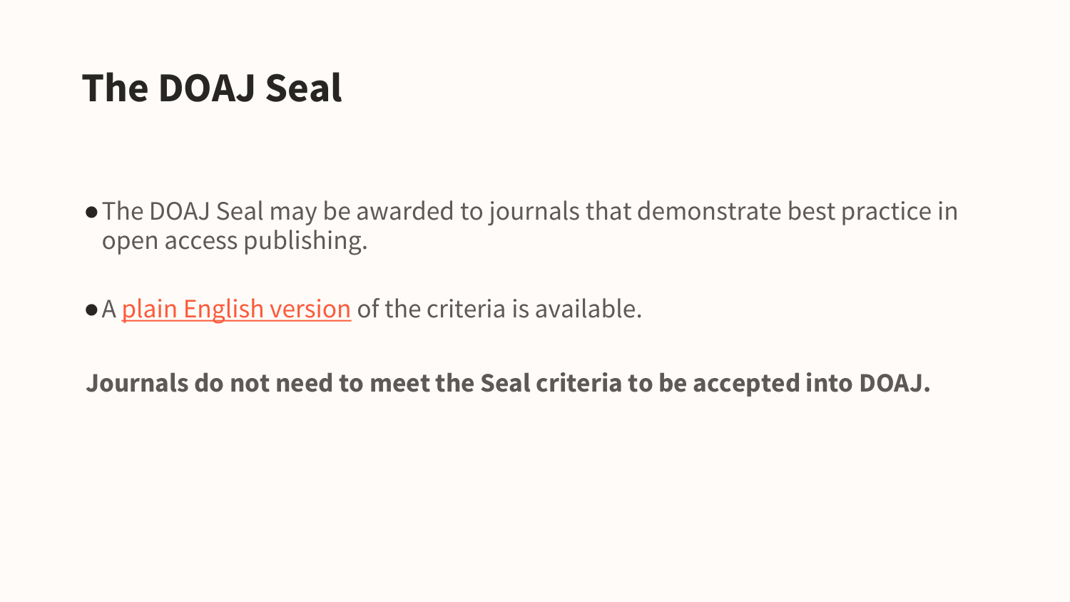# The DOAJ Seal

- The DOAJ Seal may be awarded to journals that demonstrate best practice in open access publishing.
- A plain English version of the criteria is available.

**Journals do not need to meet the Seal criteria to be accepted into DOAJ.**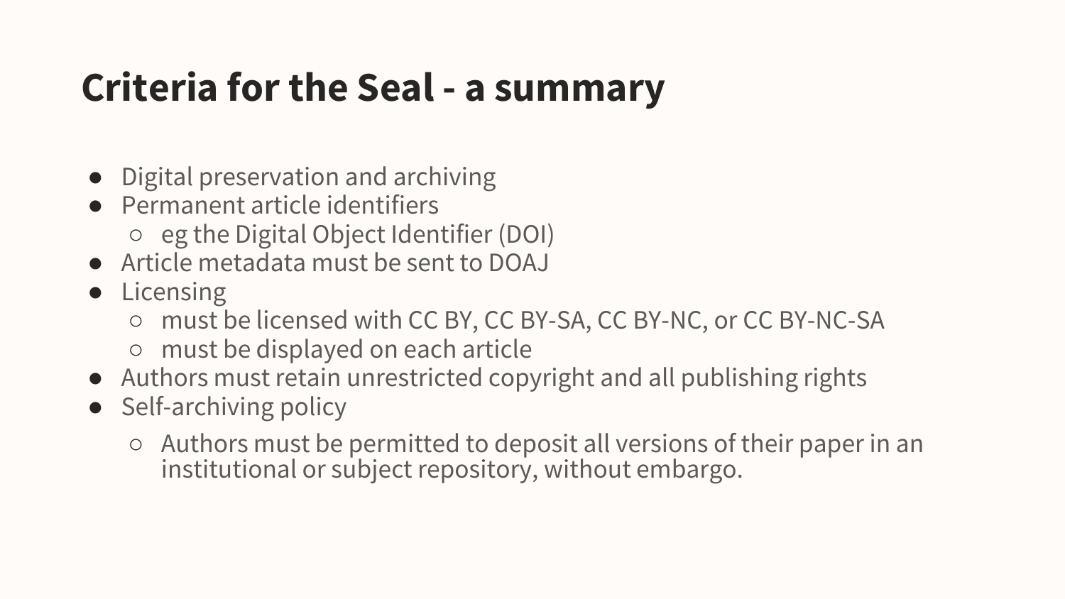# Criteria for the Seal - a summary

- Digital preservation and archiving
- Permanent article identifiers
  - eg the Digital Object Identifier (DOI)
- Article metadata must be sent to DOAJ
- Licensing
  - must be licensed with CC BY, CC BY-SA, CC BY-NC, or CC BY-NC-SA
  - must be displayed on each article
- Authors must retain unrestricted copyright and all publishing rights
- Self-archiving policy
  - Authors must be permitted to deposit all versions of their paper in an institutional or subject repository, without embargo.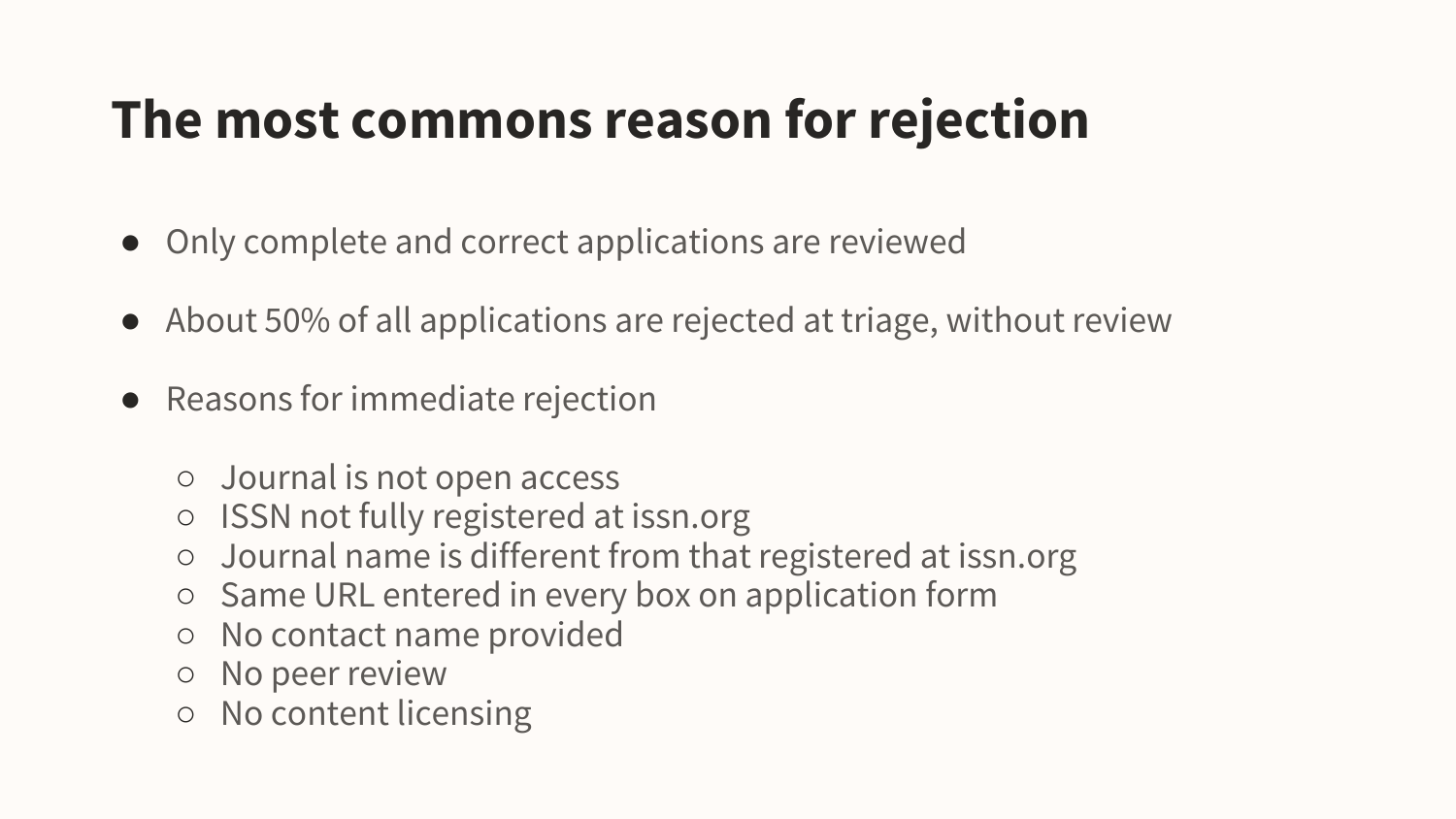# The most commons reason for rejection

- Only complete and correct applications are reviewed
- About 50% of all applications are rejected at triage, without review
- Reasons for immediate rejection
    - Journal is not open access
    - ISSN not fully registered at issn.org
    - Journal name is different from that registered at issn.org
    - Same URL entered in every box on application form
    - No contact name provided
    - No peer review
    - No content licensing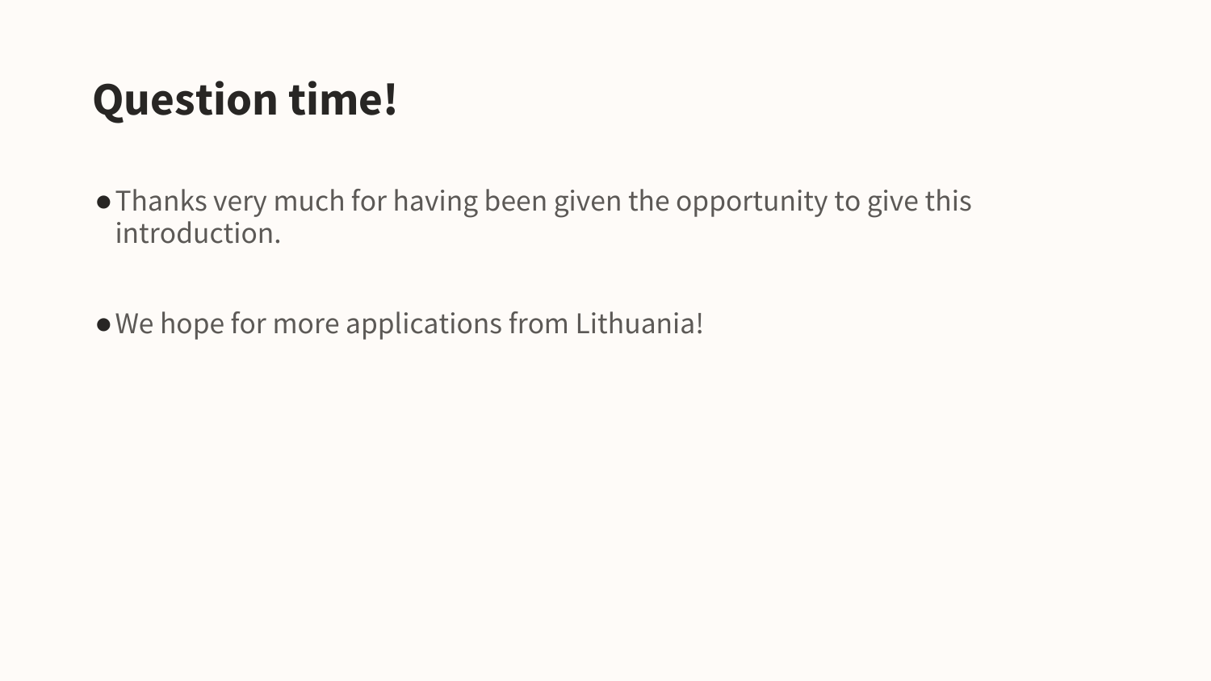# Question time!

- Thanks very much for having been given the opportunity to give this introduction.
- We hope for more applications from Lithuania!